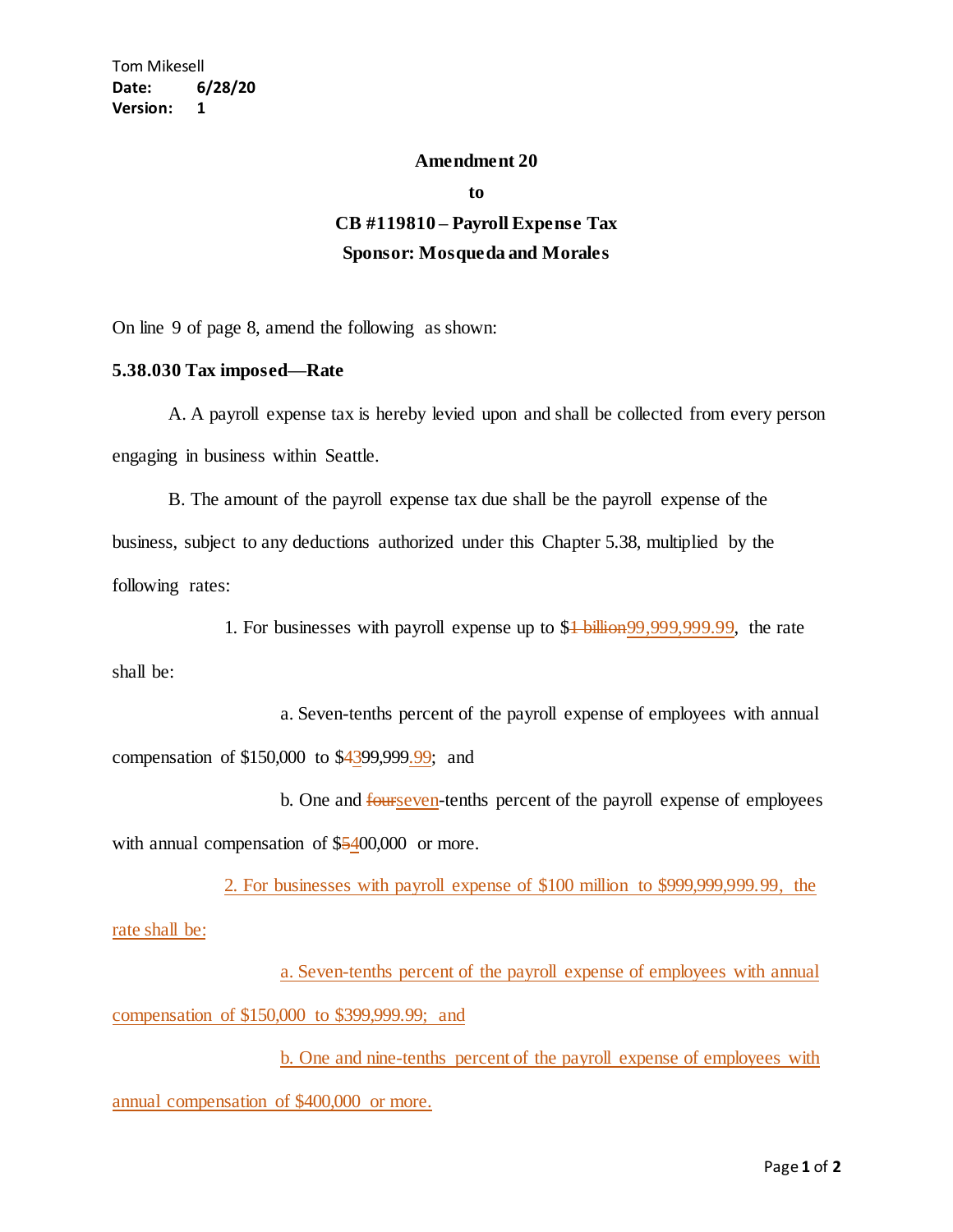Tom Mikesell
**Date:** 6/28/20
**Version:** 1

**Amendment 20**

**to**

**CB #119810 – Payroll Expense Tax**

**Sponsor: Mosqueda and Morales**

On line 9 of page 8, amend the following as shown:

**5.38.030 Tax imposed—Rate**

A. A payroll expense tax is hereby levied upon and shall be collected from every person engaging in business within Seattle.

B. The amount of the payroll expense tax due shall be the payroll expense of the business, subject to any deductions authorized under this Chapter 5.38, multiplied by the following rates:

1. For businesses with payroll expense up to $~~1 billion~~<u>99,999,999.99</u>, the rate shall be:

a. Seven-tenths percent of the payroll expense of employees with annual compensation of $150,000 to $~~4~~<u>3</u>99,999<u>.99</u>; and

b. One and ~~four~~<u>seven</u>-tenths percent of the payroll expense of employees with annual compensation of $~~5~~<u>4</u>00,000 or more.

<u>2. For businesses with payroll expense of $100 million to $999,999,999.99, the rate shall be:</u>

<u>a. Seven-tenths percent of the payroll expense of employees with annual compensation of $150,000 to $399,999.99; and</u>

<u>b. One and nine-tenths percent of the payroll expense of employees with annual compensation of $400,000 or more.</u>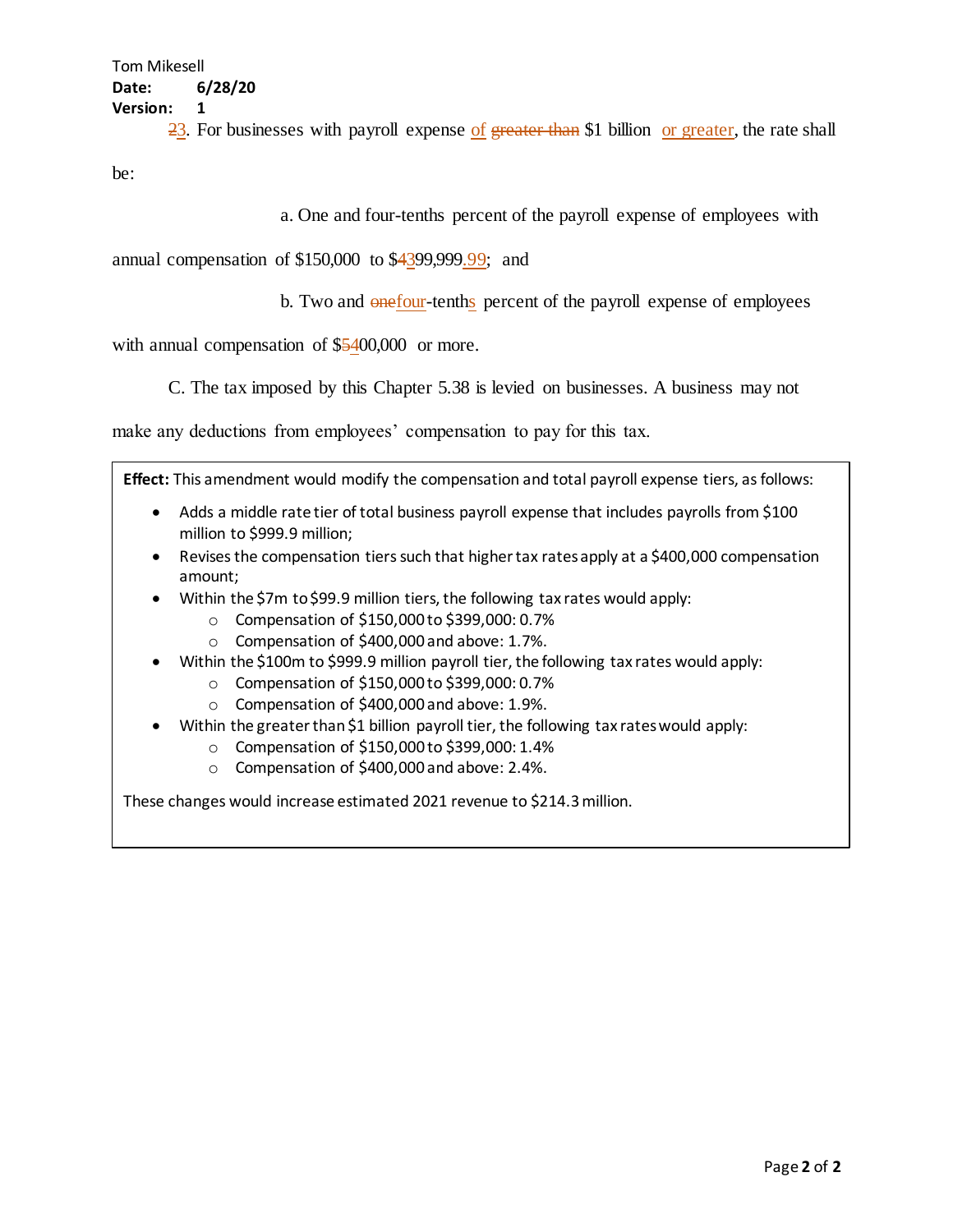Tom Mikesell
**Date: 6/28/20**
**Version: 1**

~~2~~3. For businesses with payroll expense of ~~greater than~~ $1 billion or greater, the rate shall be:

a. One and four-tenths percent of the payroll expense of employees with annual compensation of $150,000 to $~~4~~399,999.99; and

b. Two and ~~one~~four-tenths percent of the payroll expense of employees with annual compensation of $~~5~~400,000 or more.

C. The tax imposed by this Chapter 5.38 is levied on businesses. A business may not make any deductions from employees' compensation to pay for this tax.

**Effect:** This amendment would modify the compensation and total payroll expense tiers, as follows:

- Adds a middle rate tier of total business payroll expense that includes payrolls from $100 million to $999.9 million;
- Revises the compensation tiers such that higher tax rates apply at a $400,000 compensation amount;
- Within the $7m to $99.9 million tiers, the following tax rates would apply:
  - Compensation of $150,000 to $399,000: 0.7%
  - Compensation of $400,000 and above: 1.7%.
- Within the $100m to $999.9 million payroll tier, the following tax rates would apply:
  - Compensation of $150,000 to $399,000: 0.7%
  - Compensation of $400,000 and above: 1.9%.
- Within the greater than $1 billion payroll tier, the following tax rates would apply:
  - Compensation of $150,000 to $399,000: 1.4%
  - Compensation of $400,000 and above: 2.4%.

These changes would increase estimated 2021 revenue to $214.3 million.